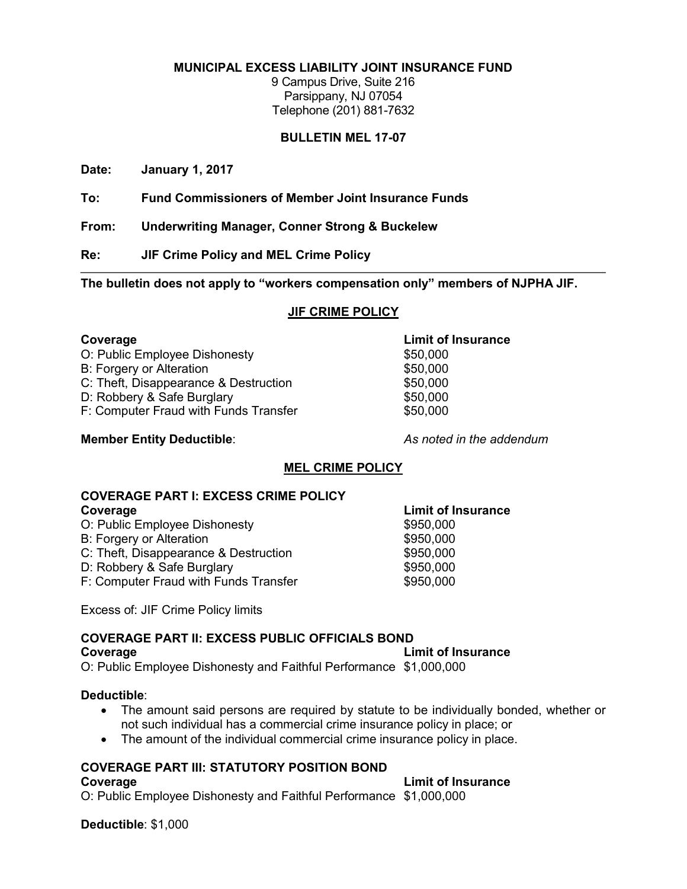**MUNICIPAL EXCESS LIABILITY JOINT INSURANCE FUND**
9 Campus Drive, Suite 216
Parsippany, NJ 07054
Telephone (201) 881-7632

**BULLETIN MEL 17-07**

**Date:** **January 1, 2017**

**To:** **Fund Commissioners of Member Joint Insurance Funds**

**From:** **Underwriting Manager, Conner Strong & Buckelew**

**Re:** **JIF Crime Policy and MEL Crime Policy**

---

**The bulletin does not apply to "workers compensation only" members of NJPHA JIF.**

## JIF CRIME POLICY

| Coverage | Limit of Insurance |
|---|---|
| O: Public Employee Dishonesty | \$50,000 |
| B: Forgery or Alteration | \$50,000 |
| C: Theft, Disappearance & Destruction | \$50,000 |
| D: Robbery & Safe Burglary | \$50,000 |
| F: Computer Fraud with Funds Transfer | \$50,000 |

**Member Entity Deductible**: *As noted in the addendum*

## MEL CRIME POLICY

### COVERAGE PART I: EXCESS CRIME POLICY

| Coverage | Limit of Insurance |
|---|---|
| O: Public Employee Dishonesty | \$950,000 |
| B: Forgery or Alteration | \$950,000 |
| C: Theft, Disappearance & Destruction | \$950,000 |
| D: Robbery & Safe Burglary | \$950,000 |
| F: Computer Fraud with Funds Transfer | \$950,000 |

Excess of: JIF Crime Policy limits

### COVERAGE PART II: EXCESS PUBLIC OFFICIALS BOND

| Coverage | Limit of Insurance |
|---|---|
| O: Public Employee Dishonesty and Faithful Performance | \$1,000,000 |

**Deductible**:

- The amount said persons are required by statute to be individually bonded, whether or not such individual has a commercial crime insurance policy in place; or
- The amount of the individual commercial crime insurance policy in place.

### COVERAGE PART III: STATUTORY POSITION BOND

| Coverage | Limit of Insurance |
|---|---|
| O: Public Employee Dishonesty and Faithful Performance | \$1,000,000 |

**Deductible**: \$1,000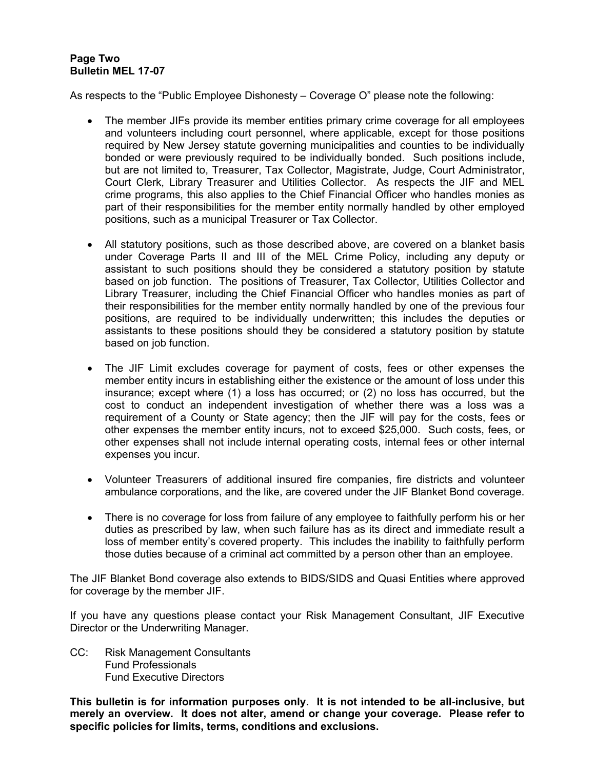As respects to the "Public Employee Dishonesty – Coverage O" please note the following:

- The member JIFs provide its member entities primary crime coverage for all employees and volunteers including court personnel, where applicable, except for those positions required by New Jersey statute governing municipalities and counties to be individually bonded or were previously required to be individually bonded. Such positions include, but are not limited to, Treasurer, Tax Collector, Magistrate, Judge, Court Administrator, Court Clerk, Library Treasurer and Utilities Collector. As respects the JIF and MEL crime programs, this also applies to the Chief Financial Officer who handles monies as part of their responsibilities for the member entity normally handled by other employed positions, such as a municipal Treasurer or Tax Collector.

- All statutory positions, such as those described above, are covered on a blanket basis under Coverage Parts II and III of the MEL Crime Policy, including any deputy or assistant to such positions should they be considered a statutory position by statute based on job function. The positions of Treasurer, Tax Collector, Utilities Collector and Library Treasurer, including the Chief Financial Officer who handles monies as part of their responsibilities for the member entity normally handled by one of the previous four positions, are required to be individually underwritten; this includes the deputies or assistants to these positions should they be considered a statutory position by statute based on job function.

- The JIF Limit excludes coverage for payment of costs, fees or other expenses the member entity incurs in establishing either the existence or the amount of loss under this insurance; except where (1) a loss has occurred; or (2) no loss has occurred, but the cost to conduct an independent investigation of whether there was a loss was a requirement of a County or State agency; then the JIF will pay for the costs, fees or other expenses the member entity incurs, not to exceed $25,000. Such costs, fees, or other expenses shall not include internal operating costs, internal fees or other internal expenses you incur.

- Volunteer Treasurers of additional insured fire companies, fire districts and volunteer ambulance corporations, and the like, are covered under the JIF Blanket Bond coverage.

- There is no coverage for loss from failure of any employee to faithfully perform his or her duties as prescribed by law, when such failure has as its direct and immediate result a loss of member entity's covered property. This includes the inability to faithfully perform those duties because of a criminal act committed by a person other than an employee.

The JIF Blanket Bond coverage also extends to BIDS/SIDS and Quasi Entities where approved for coverage by the member JIF.

If you have any questions please contact your Risk Management Consultant, JIF Executive Director or the Underwriting Manager.

CC: Risk Management Consultants
Fund Professionals
Fund Executive Directors

**This bulletin is for information purposes only. It is not intended to be all-inclusive, but merely an overview. It does not alter, amend or change your coverage. Please refer to specific policies for limits, terms, conditions and exclusions.**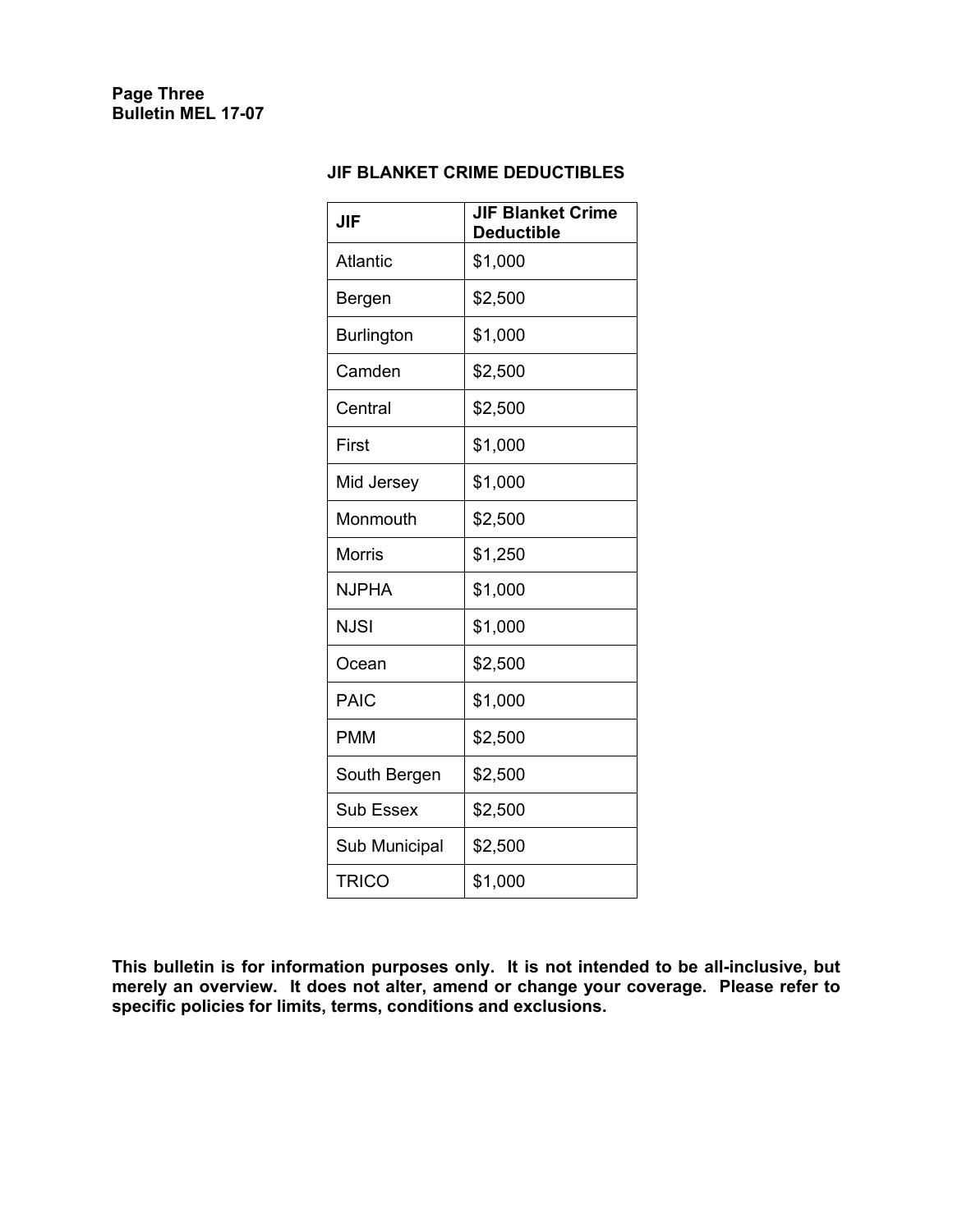## JIF BLANKET CRIME DEDUCTIBLES

| JIF | JIF Blanket Crime Deductible |
|---|---|
| Atlantic | $1,000 |
| Bergen | $2,500 |
| Burlington | $1,000 |
| Camden | $2,500 |
| Central | $2,500 |
| First | $1,000 |
| Mid Jersey | $1,000 |
| Monmouth | $2,500 |
| Morris | $1,250 |
| NJPHA | $1,000 |
| NJSI | $1,000 |
| Ocean | $2,500 |
| PAIC | $1,000 |
| PMM | $2,500 |
| South Bergen | $2,500 |
| Sub Essex | $2,500 |
| Sub Municipal | $2,500 |
| TRICO | $1,000 |

**This bulletin is for information purposes only. It is not intended to be all-inclusive, but merely an overview. It does not alter, amend or change your coverage. Please refer to specific policies for limits, terms, conditions and exclusions.**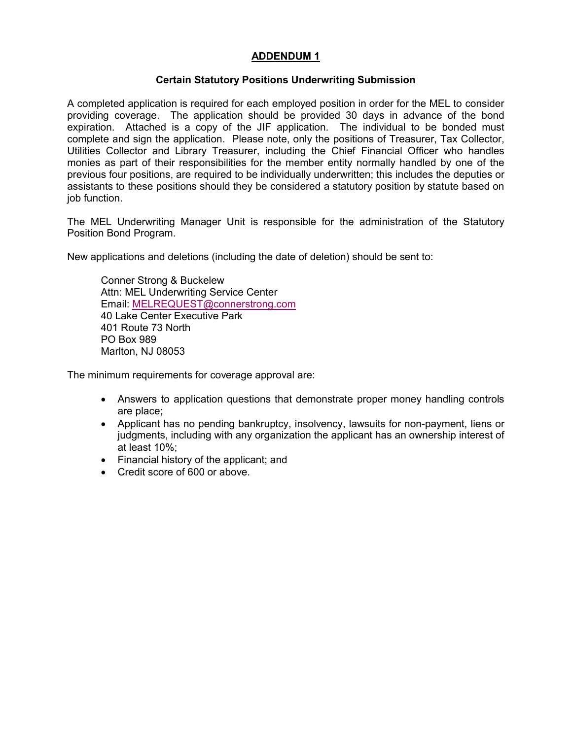# ADDENDUM 1

## Certain Statutory Positions Underwriting Submission

A completed application is required for each employed position in order for the MEL to consider providing coverage. The application should be provided 30 days in advance of the bond expiration. Attached is a copy of the JIF application. The individual to be bonded must complete and sign the application. Please note, only the positions of Treasurer, Tax Collector, Utilities Collector and Library Treasurer, including the Chief Financial Officer who handles monies as part of their responsibilities for the member entity normally handled by one of the previous four positions, are required to be individually underwritten; this includes the deputies or assistants to these positions should they be considered a statutory position by statute based on job function.

The MEL Underwriting Manager Unit is responsible for the administration of the Statutory Position Bond Program.

New applications and deletions (including the date of deletion) should be sent to:

Conner Strong & Buckelew  
Attn: MEL Underwriting Service Center  
Email: MELREQUEST@connerstrong.com  
40 Lake Center Executive Park  
401 Route 73 North  
PO Box 989  
Marlton, NJ 08053

The minimum requirements for coverage approval are:

- Answers to application questions that demonstrate proper money handling controls are place;
- Applicant has no pending bankruptcy, insolvency, lawsuits for non-payment, liens or judgments, including with any organization the applicant has an ownership interest of at least 10%;
- Financial history of the applicant; and
- Credit score of 600 or above.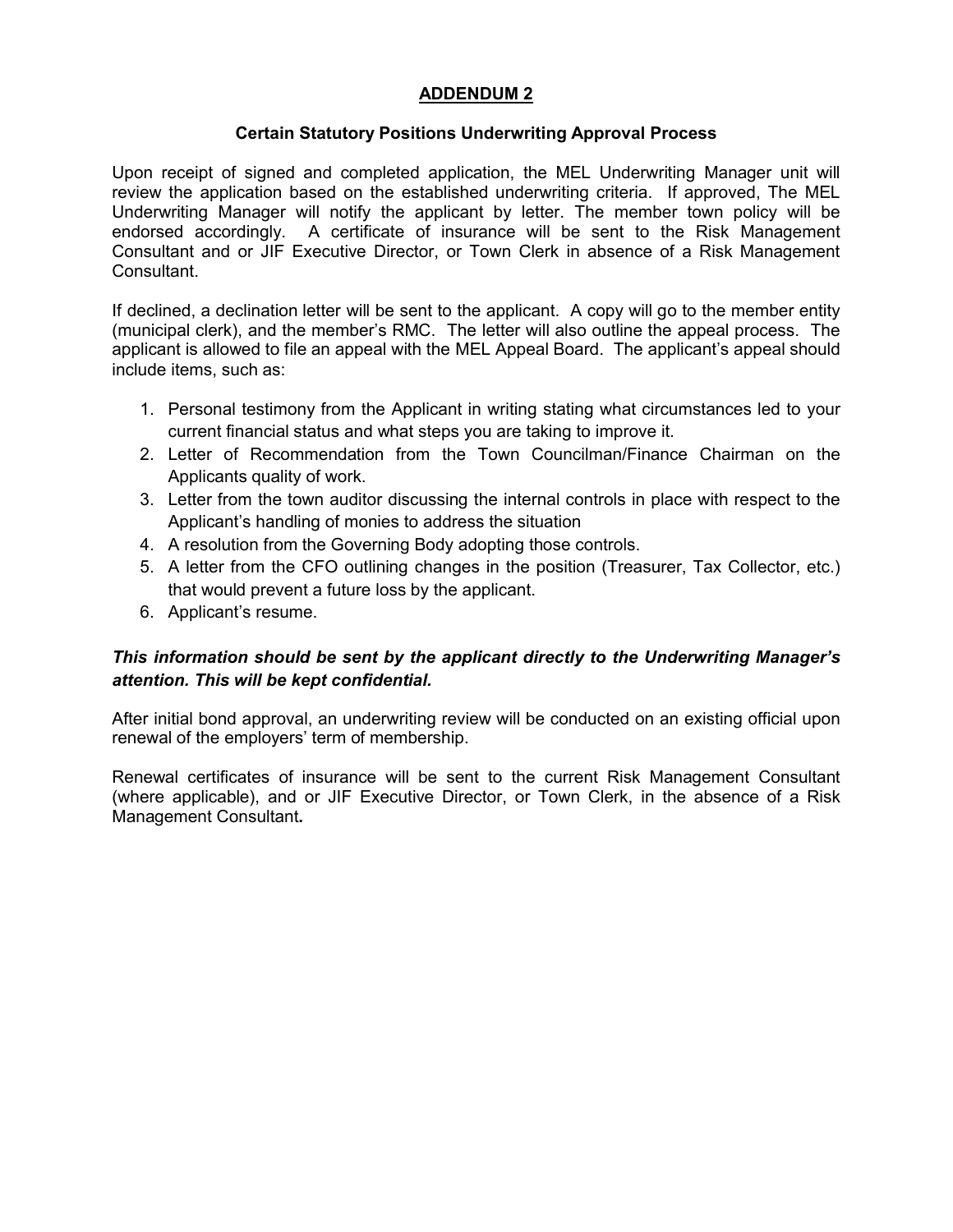## ADDENDUM 2

### Certain Statutory Positions Underwriting Approval Process

Upon receipt of signed and completed application, the MEL Underwriting Manager unit will review the application based on the established underwriting criteria. If approved, The MEL Underwriting Manager will notify the applicant by letter. The member town policy will be endorsed accordingly. A certificate of insurance will be sent to the Risk Management Consultant and or JIF Executive Director, or Town Clerk in absence of a Risk Management Consultant.

If declined, a declination letter will be sent to the applicant. A copy will go to the member entity (municipal clerk), and the member's RMC. The letter will also outline the appeal process. The applicant is allowed to file an appeal with the MEL Appeal Board. The applicant's appeal should include items, such as:

1. Personal testimony from the Applicant in writing stating what circumstances led to your current financial status and what steps you are taking to improve it.
2. Letter of Recommendation from the Town Councilman/Finance Chairman on the Applicants quality of work.
3. Letter from the town auditor discussing the internal controls in place with respect to the Applicant's handling of monies to address the situation
4. A resolution from the Governing Body adopting those controls.
5. A letter from the CFO outlining changes in the position (Treasurer, Tax Collector, etc.) that would prevent a future loss by the applicant.
6. Applicant's resume.

***This information should be sent by the applicant directly to the Underwriting Manager's attention. This will be kept confidential.***

After initial bond approval, an underwriting review will be conducted on an existing official upon renewal of the employers' term of membership.

Renewal certificates of insurance will be sent to the current Risk Management Consultant (where applicable), and or JIF Executive Director, or Town Clerk, in the absence of a Risk Management Consultant.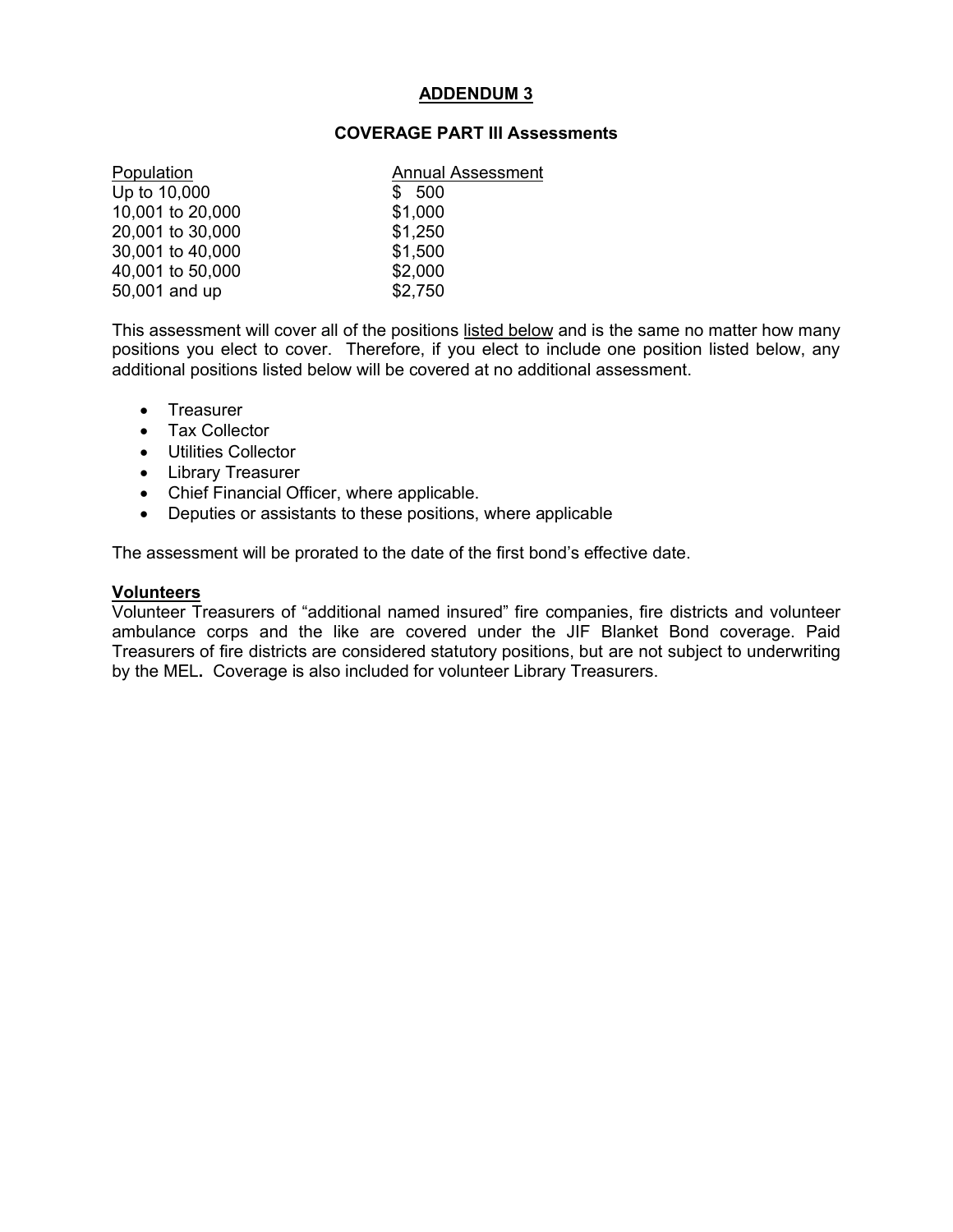# ADDENDUM 3

## COVERAGE PART III Assessments

| Population | Annual Assessment |
| --- | --- |
| Up to 10,000 | $ 500 |
| 10,001 to 20,000 | $1,000 |
| 20,001 to 30,000 | $1,250 |
| 30,001 to 40,000 | $1,500 |
| 40,001 to 50,000 | $2,000 |
| 50,001 and up | $2,750 |

This assessment will cover all of the positions listed below and is the same no matter how many positions you elect to cover. Therefore, if you elect to include one position listed below, any additional positions listed below will be covered at no additional assessment.

- Treasurer
- Tax Collector
- Utilities Collector
- Library Treasurer
- Chief Financial Officer, where applicable.
- Deputies or assistants to these positions, where applicable

The assessment will be prorated to the date of the first bond's effective date.

**Volunteers**

Volunteer Treasurers of "additional named insured" fire companies, fire districts and volunteer ambulance corps and the like are covered under the JIF Blanket Bond coverage. Paid Treasurers of fire districts are considered statutory positions, but are not subject to underwriting by the MEL**.** Coverage is also included for volunteer Library Treasurers.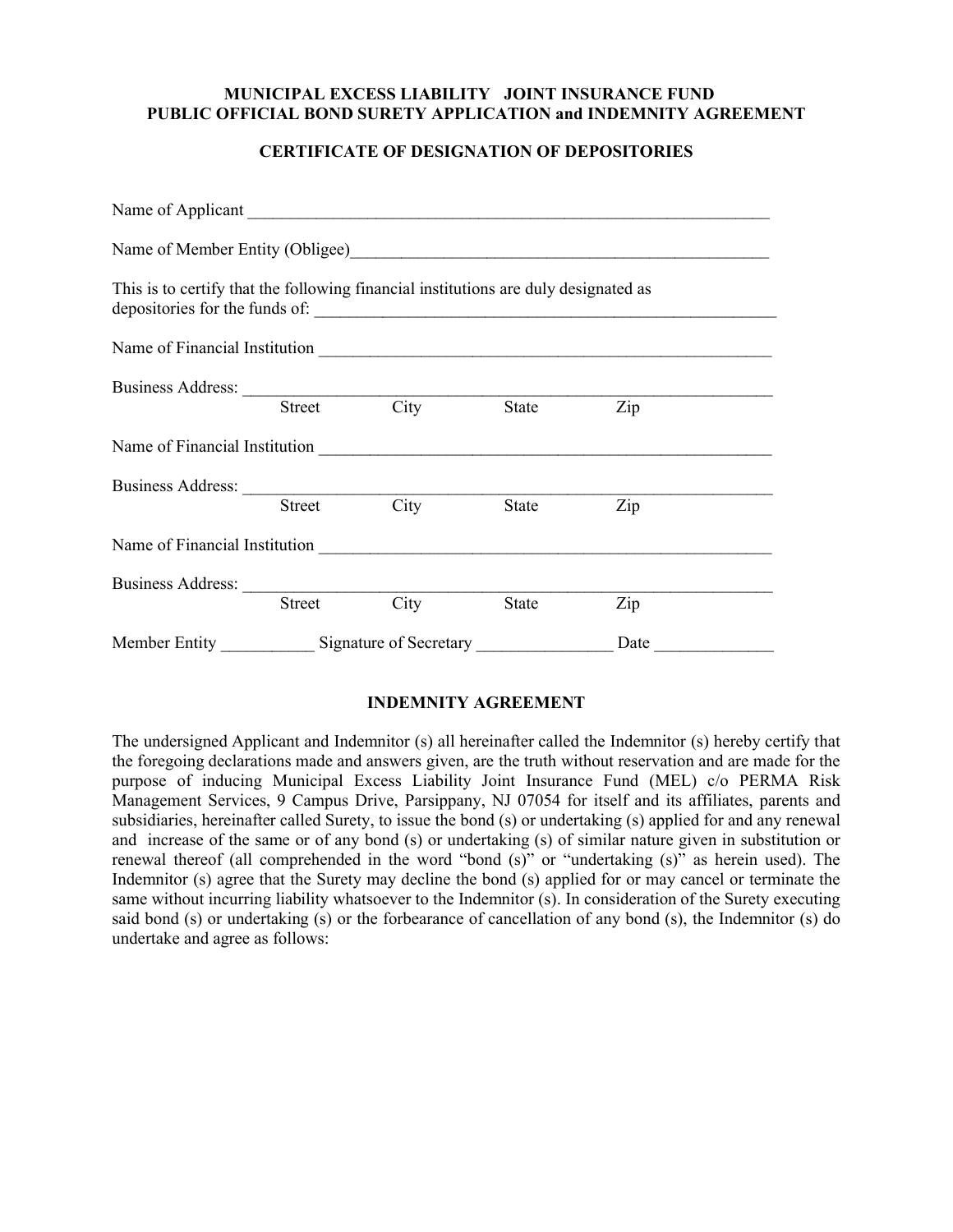**MUNICIPAL EXCESS LIABILITY JOINT INSURANCE FUND**
**PUBLIC OFFICIAL BOND SURETY APPLICATION and INDEMNITY AGREEMENT**

**CERTIFICATE OF DESIGNATION OF DEPOSITORIES**

Name of Applicant ______________________________________________________________

Name of Member Entity (Obligee)_________________________________________________

This is to certify that the following financial institutions are duly designated as depositories for the funds of: _______________________________________________________

Name of Financial Institution ___________________________________________________

Business Address: ______________________________________________________________
Street City State Zip

Name of Financial Institution ___________________________________________________

Business Address: ______________________________________________________________
Street City State Zip

Name of Financial Institution ___________________________________________________

Business Address: ______________________________________________________________
Street City State Zip

Member Entity ___________ Signature of Secretary ________________ Date ______________

**INDEMNITY AGREEMENT**

The undersigned Applicant and Indemnitor (s) all hereinafter called the Indemnitor (s) hereby certify that the foregoing declarations made and answers given, are the truth without reservation and are made for the purpose of inducing Municipal Excess Liability Joint Insurance Fund (MEL) c/o PERMA Risk Management Services, 9 Campus Drive, Parsippany, NJ 07054 for itself and its affiliates, parents and subsidiaries, hereinafter called Surety, to issue the bond (s) or undertaking (s) applied for and any renewal and increase of the same or of any bond (s) or undertaking (s) of similar nature given in substitution or renewal thereof (all comprehended in the word "bond (s)" or "undertaking (s)" as herein used). The Indemnitor (s) agree that the Surety may decline the bond (s) applied for or may cancel or terminate the same without incurring liability whatsoever to the Indemnitor (s). In consideration of the Surety executing said bond (s) or undertaking (s) or the forbearance of cancellation of any bond (s), the Indemnitor (s) do undertake and agree as follows: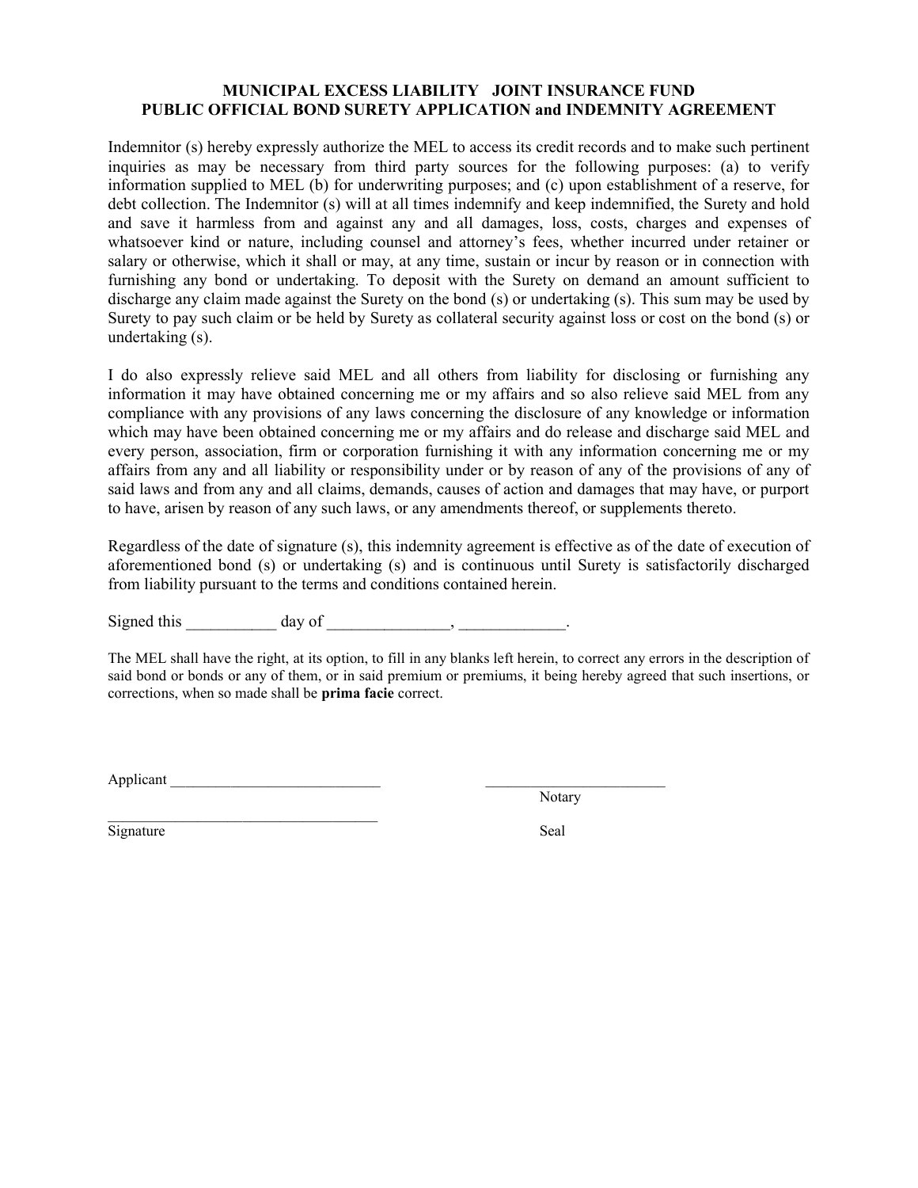## MUNICIPAL EXCESS LIABILITY JOINT INSURANCE FUND
## PUBLIC OFFICIAL BOND SURETY APPLICATION and INDEMNITY AGREEMENT

Indemnitor (s) hereby expressly authorize the MEL to access its credit records and to make such pertinent inquiries as may be necessary from third party sources for the following purposes: (a) to verify information supplied to MEL (b) for underwriting purposes; and (c) upon establishment of a reserve, for debt collection. The Indemnitor (s) will at all times indemnify and keep indemnified, the Surety and hold and save it harmless from and against any and all damages, loss, costs, charges and expenses of whatsoever kind or nature, including counsel and attorney's fees, whether incurred under retainer or salary or otherwise, which it shall or may, at any time, sustain or incur by reason or in connection with furnishing any bond or undertaking. To deposit with the Surety on demand an amount sufficient to discharge any claim made against the Surety on the bond (s) or undertaking (s). This sum may be used by Surety to pay such claim or be held by Surety as collateral security against loss or cost on the bond (s) or undertaking (s).

I do also expressly relieve said MEL and all others from liability for disclosing or furnishing any information it may have obtained concerning me or my affairs and so also relieve said MEL from any compliance with any provisions of any laws concerning the disclosure of any knowledge or information which may have been obtained concerning me or my affairs and do release and discharge said MEL and every person, association, firm or corporation furnishing it with any information concerning me or my affairs from any and all liability or responsibility under or by reason of any of the provisions of any of said laws and from any and all claims, demands, causes of action and damages that may have, or purport to have, arisen by reason of any such laws, or any amendments thereof, or supplements thereto.

Regardless of the date of signature (s), this indemnity agreement is effective as of the date of execution of aforementioned bond (s) or undertaking (s) and is continuous until Surety is satisfactorily discharged from liability pursuant to the terms and conditions contained herein.

Signed this ___________ day of _______________, _____________.

The MEL shall have the right, at its option, to fill in any blanks left herein, to correct any errors in the description of said bond or bonds or any of them, or in said premium or premiums, it being hereby agreed that such insertions, or corrections, when so made shall be **prima facie** correct.

Applicant ____________________________ ________________________
Notary

____________________________________
Signature Seal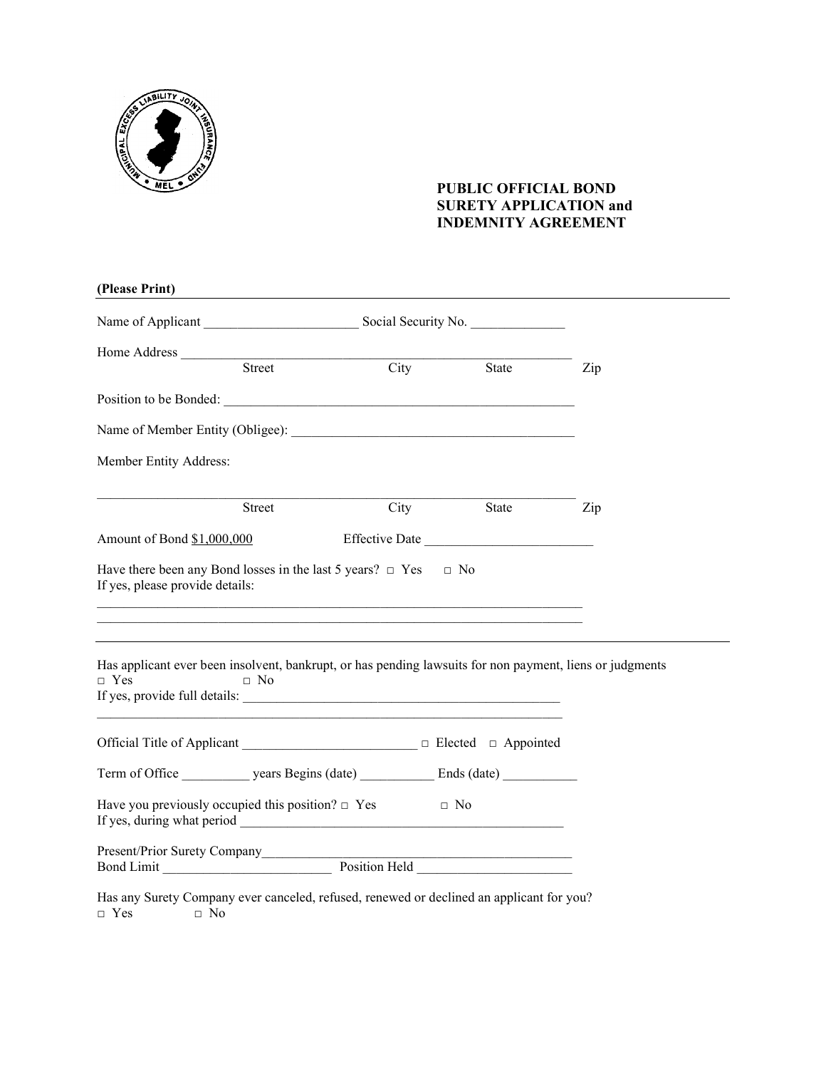# PUBLIC OFFICIAL BOND SURETY APPLICATION and INDEMNITY AGREEMENT

**(Please Print)**

Name of Applicant _______________________ Social Security No. ______________

Home Address ____________________________________________________________
Street City State Zip

Position to be Bonded: _____________________________________________________

Name of Member Entity (Obligee): ___________________________________________

Member Entity Address:

_______________________________________________________________________
Street City State Zip

Amount of Bond $1,000,000 Effective Date _________________________

Have there been any Bond losses in the last 5 years? □ Yes □ No
If yes, please provide details:

_______________________________________________________________________
_______________________________________________________________________

Has applicant ever been insolvent, bankrupt, or has pending lawsuits for non payment, liens or judgments
□ Yes □ No
If yes, provide full details: ________________________________________________
_______________________________________________________________________

Official Title of Applicant _________________________ □ Elected □ Appointed

Term of Office __________ years Begins (date) ___________ Ends (date) ___________

Have you previously occupied this position? □ Yes □ No
If yes, during what period _________________________________________________

Present/Prior Surety Company_______________________________________________
Bond Limit _________________________ Position Held _______________________

Has any Surety Company ever canceled, refused, renewed or declined an applicant for you?
□ Yes □ No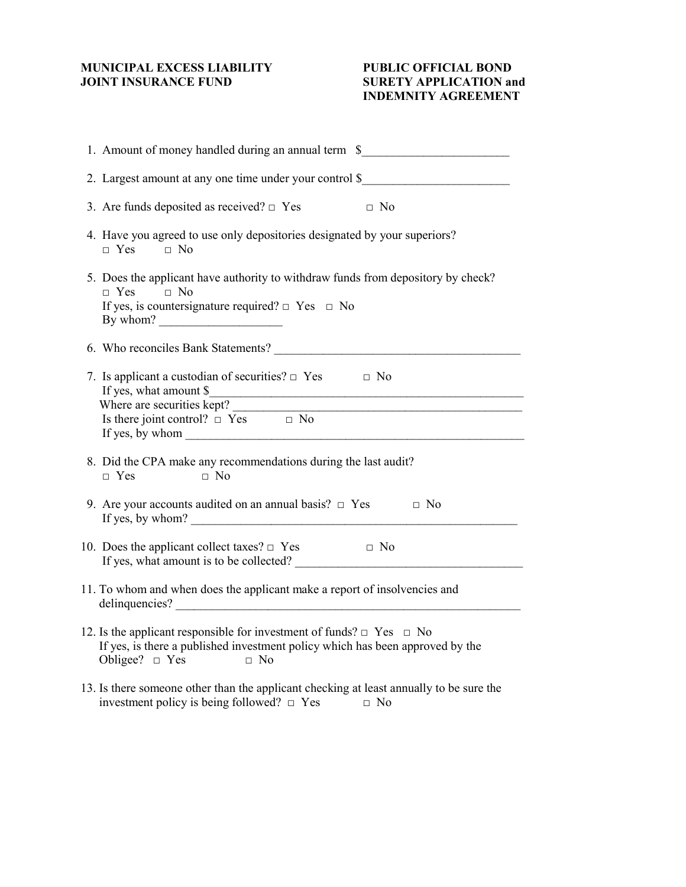**MUNICIPAL EXCESS LIABILITY JOINT INSURANCE FUND**

**PUBLIC OFFICIAL BOND SURETY APPLICATION and INDEMNITY AGREEMENT**

1. Amount of money handled during an annual term $________________________

2. Largest amount at any one time under your control $________________________

3. Are funds deposited as received? □ Yes □ No

4. Have you agreed to use only depositories designated by your superiors?
   □ Yes □ No

5. Does the applicant have authority to withdraw funds from depository by check?
   □ Yes □ No
   If yes, is countersignature required? □ Yes □ No
   By whom? ____________________

6. Who reconciles Bank Statements? ________________________________________

7. Is applicant a custodian of securities? □ Yes □ No
   If yes, what amount $_____________________________________________________
   Where are securities kept? ________________________________________________
   Is there joint control? □ Yes □ No
   If yes, by whom ________________________________________________________

8. Did the CPA make any recommendations during the last audit?
   □ Yes □ No

9. Are your accounts audited on an annual basis? □ Yes □ No
   If yes, by whom? ______________________________________________________

10. Does the applicant collect taxes? □ Yes □ No
    If yes, what amount is to be collected? _____________________________________

11. To whom and when does the applicant make a report of insolvencies and delinquencies? __________________________________________________________

12. Is the applicant responsible for investment of funds? □ Yes □ No
    If yes, is there a published investment policy which has been approved by the Obligee? □ Yes □ No

13. Is there someone other than the applicant checking at least annually to be sure the investment policy is being followed? □ Yes □ No